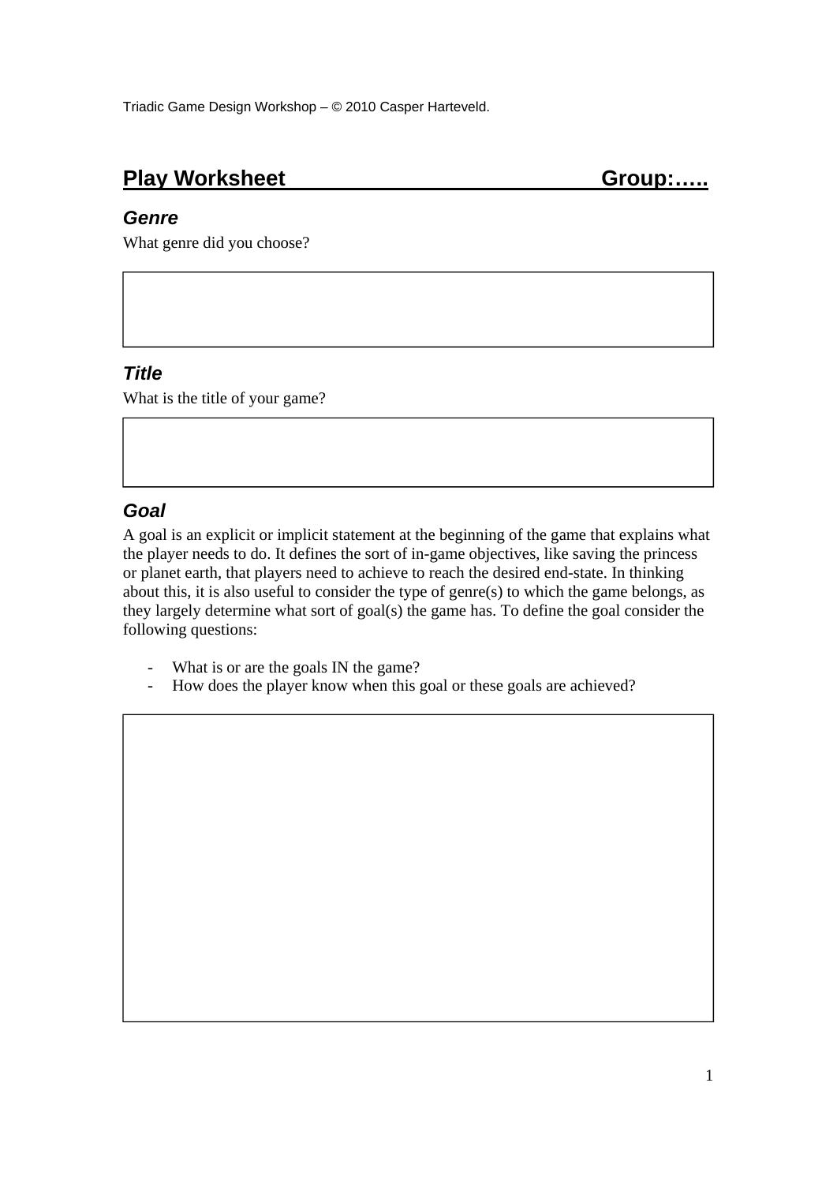Triadic Game Design Workshop – © 2010 Casper Harteveld.

# Play Worksheet Group:…..

### *Genre*

What genre did you choose?

### *Title*

What is the title of your game?

### *Goal*

A goal is an explicit or implicit statement at the beginning of the game that explains what the player needs to do. It defines the sort of in-game objectives, like saving the princess or planet earth, that players need to achieve to reach the desired end-state. In thinking about this, it is also useful to consider the type of genre(s) to which the game belongs, as they largely determine what sort of goal(s) the game has. To define the goal consider the following questions:

- What is or are the goals IN the game?
- How does the player know when this goal or these goals are achieved?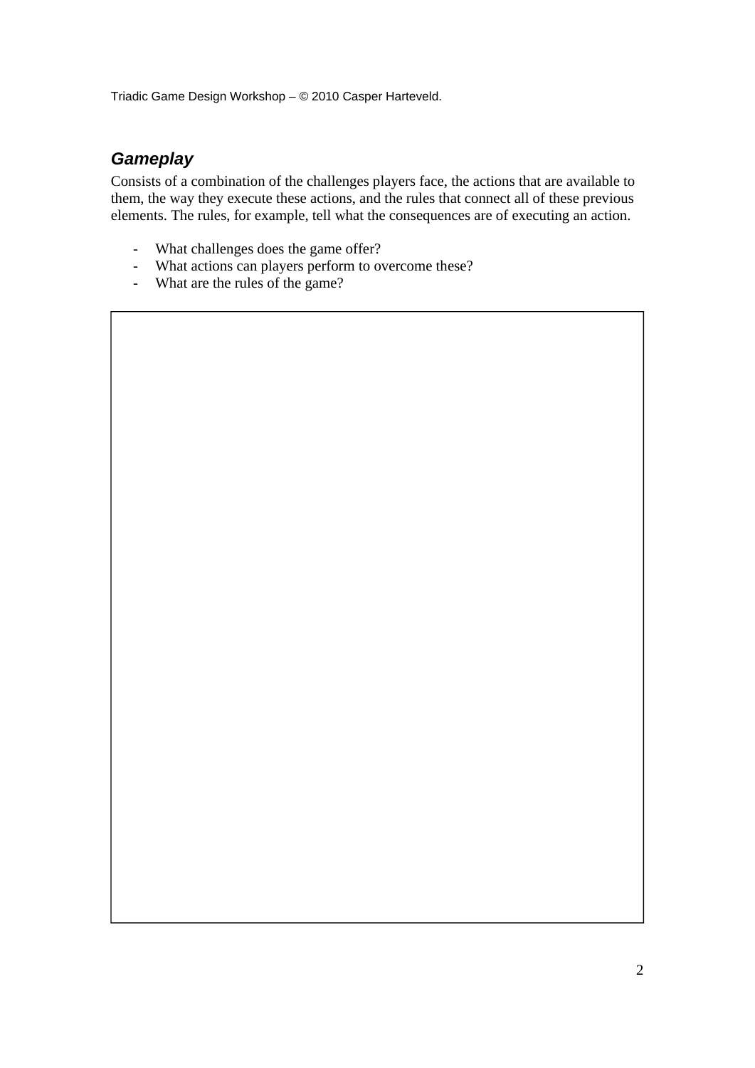## *Gameplay*

Consists of a combination of the challenges players face, the actions that are available to them, the way they execute these actions, and the rules that connect all of these previous elements. The rules, for example, tell what the consequences are of executing an action.

- What challenges does the game offer?
- What actions can players perform to overcome these?
- What are the rules of the game?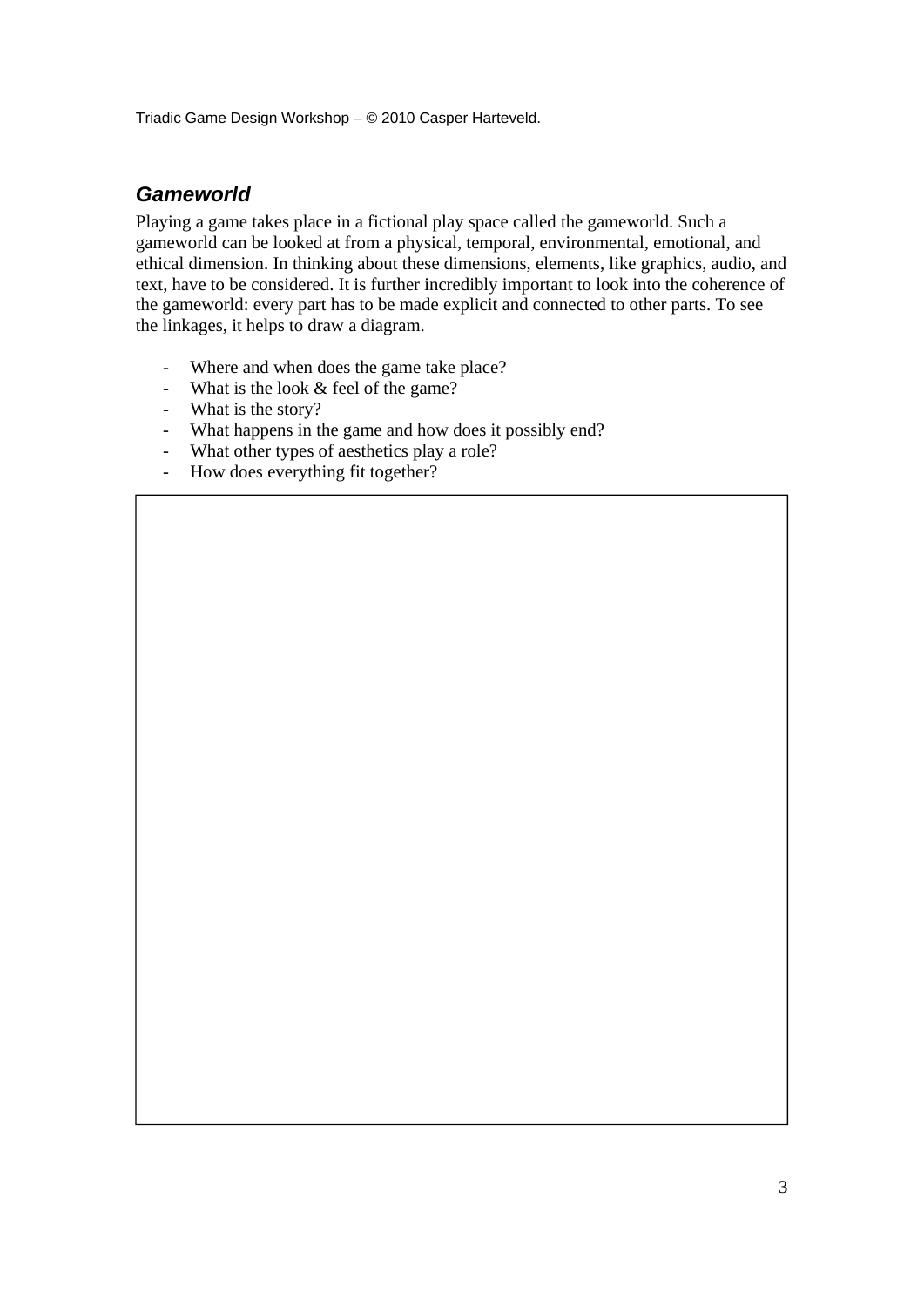## *Gameworld*

Playing a game takes place in a fictional play space called the gameworld. Such a gameworld can be looked at from a physical, temporal, environmental, emotional, and ethical dimension. In thinking about these dimensions, elements, like graphics, audio, and text, have to be considered. It is further incredibly important to look into the coherence of the gameworld: every part has to be made explicit and connected to other parts. To see the linkages, it helps to draw a diagram.

- Where and when does the game take place?
- What is the look & feel of the game?
- What is the story?
- What happens in the game and how does it possibly end?
- What other types of aesthetics play a role?
- How does everything fit together?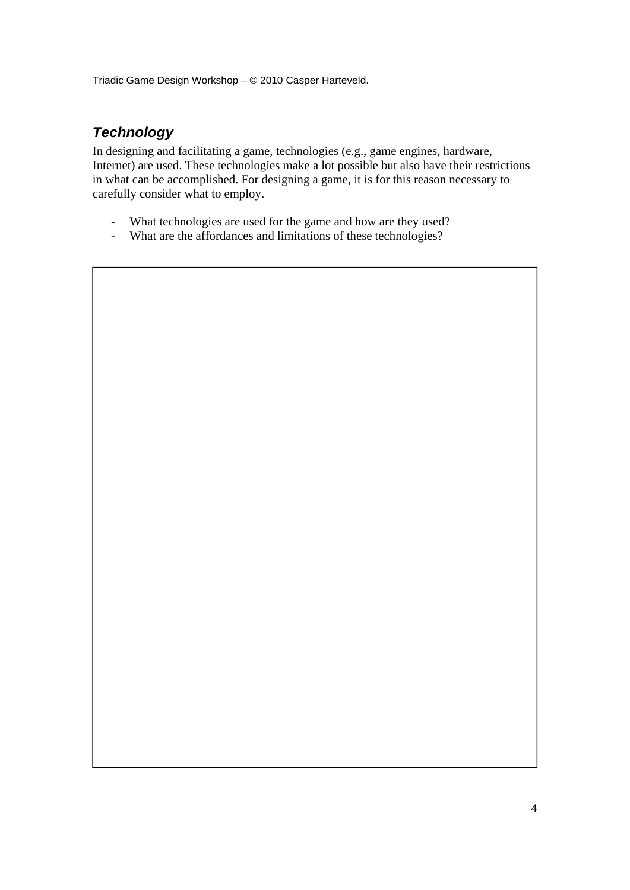## *Technology*

In designing and facilitating a game, technologies (e.g., game engines, hardware, Internet) are used. These technologies make a lot possible but also have their restrictions in what can be accomplished. For designing a game, it is for this reason necessary to carefully consider what to employ.

- What technologies are used for the game and how are they used?
- What are the affordances and limitations of these technologies?